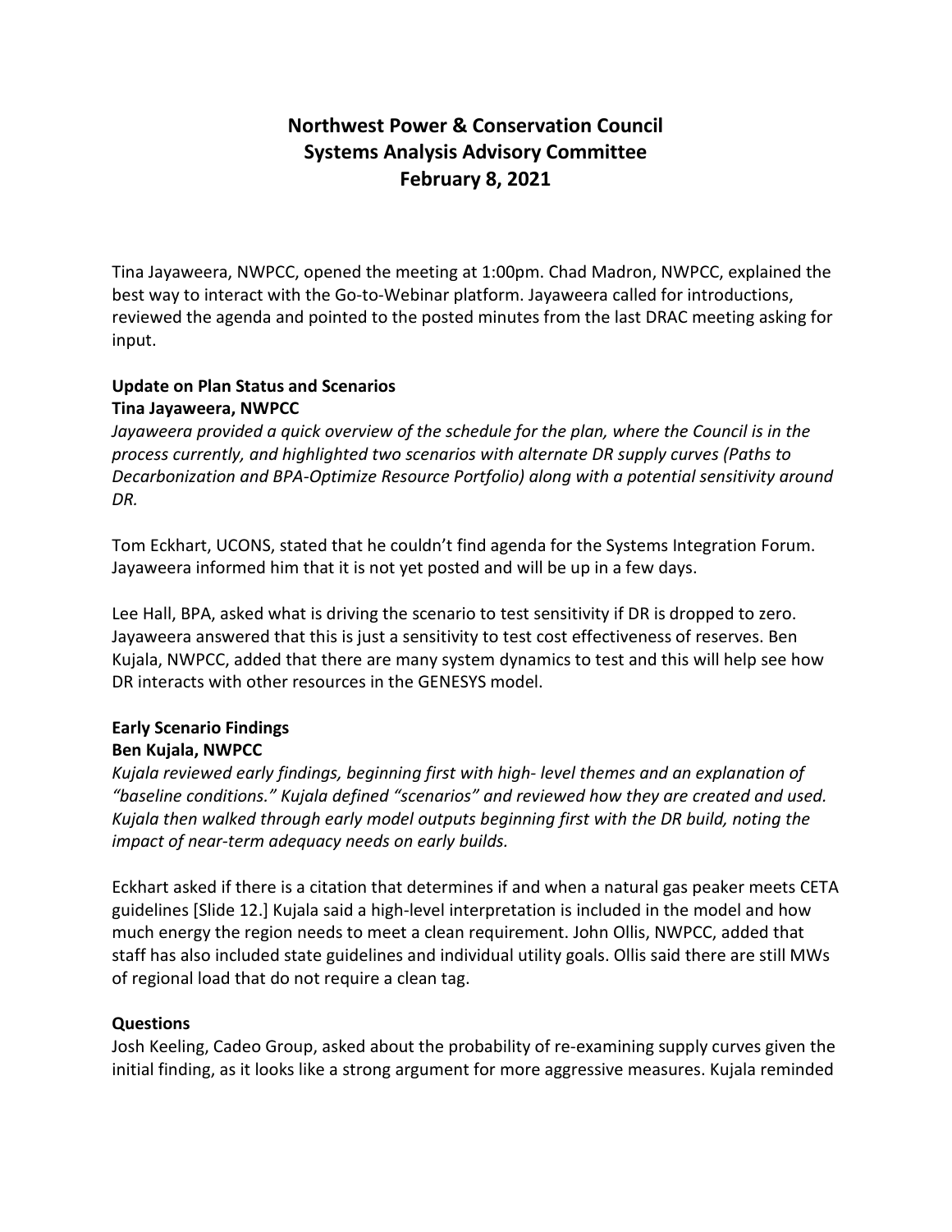# Northwest Power & Conservation Council
# Systems Analysis Advisory Committee
# February 8, 2021

Tina Jayaweera, NWPCC, opened the meeting at 1:00pm. Chad Madron, NWPCC, explained the best way to interact with the Go-to-Webinar platform. Jayaweera called for introductions, reviewed the agenda and pointed to the posted minutes from the last DRAC meeting asking for input.

**Update on Plan Status and Scenarios**
**Tina Jayaweera, NWPCC**

*Jayaweera provided a quick overview of the schedule for the plan, where the Council is in the process currently, and highlighted two scenarios with alternate DR supply curves (Paths to Decarbonization and BPA-Optimize Resource Portfolio) along with a potential sensitivity around DR.*

Tom Eckhart, UCONS, stated that he couldn't find agenda for the Systems Integration Forum. Jayaweera informed him that it is not yet posted and will be up in a few days.

Lee Hall, BPA, asked what is driving the scenario to test sensitivity if DR is dropped to zero. Jayaweera answered that this is just a sensitivity to test cost effectiveness of reserves. Ben Kujala, NWPCC, added that there are many system dynamics to test and this will help see how DR interacts with other resources in the GENESYS model.

**Early Scenario Findings**
**Ben Kujala, NWPCC**

*Kujala reviewed early findings, beginning first with high- level themes and an explanation of "baseline conditions." Kujala defined "scenarios" and reviewed how they are created and used. Kujala then walked through early model outputs beginning first with the DR build, noting the impact of near-term adequacy needs on early builds.*

Eckhart asked if there is a citation that determines if and when a natural gas peaker meets CETA guidelines [Slide 12.] Kujala said a high-level interpretation is included in the model and how much energy the region needs to meet a clean requirement. John Ollis, NWPCC, added that staff has also included state guidelines and individual utility goals. Ollis said there are still MWs of regional load that do not require a clean tag.

**Questions**

Josh Keeling, Cadeo Group, asked about the probability of re-examining supply curves given the initial finding, as it looks like a strong argument for more aggressive measures. Kujala reminded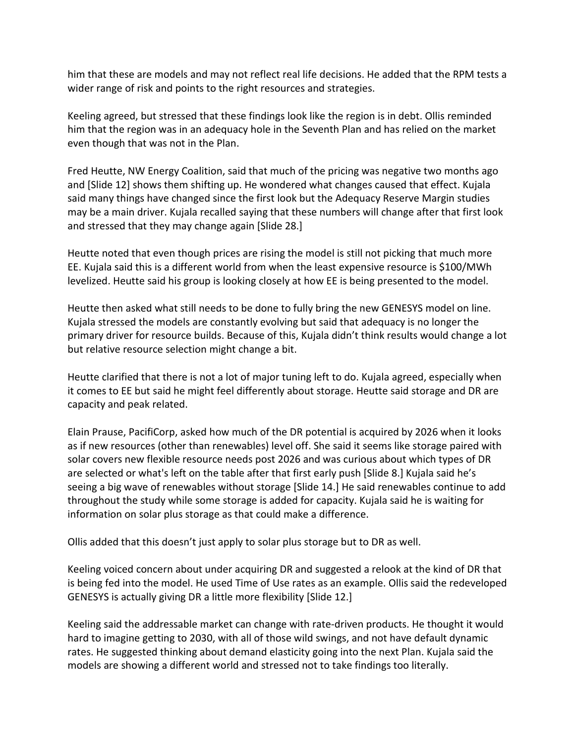him that these are models and may not reflect real life decisions. He added that the RPM tests a wider range of risk and points to the right resources and strategies.

Keeling agreed, but stressed that these findings look like the region is in debt. Ollis reminded him that the region was in an adequacy hole in the Seventh Plan and has relied on the market even though that was not in the Plan.

Fred Heutte, NW Energy Coalition, said that much of the pricing was negative two months ago and [Slide 12] shows them shifting up. He wondered what changes caused that effect. Kujala said many things have changed since the first look but the Adequacy Reserve Margin studies may be a main driver. Kujala recalled saying that these numbers will change after that first look and stressed that they may change again [Slide 28.]

Heutte noted that even though prices are rising the model is still not picking that much more EE. Kujala said this is a different world from when the least expensive resource is $100/MWh levelized. Heutte said his group is looking closely at how EE is being presented to the model.

Heutte then asked what still needs to be done to fully bring the new GENESYS model on line. Kujala stressed the models are constantly evolving but said that adequacy is no longer the primary driver for resource builds. Because of this, Kujala didn't think results would change a lot but relative resource selection might change a bit.

Heutte clarified that there is not a lot of major tuning left to do. Kujala agreed, especially when it comes to EE but said he might feel differently about storage. Heutte said storage and DR are capacity and peak related.

Elain Prause, PacifiCorp, asked how much of the DR potential is acquired by 2026 when it looks as if new resources (other than renewables) level off. She said it seems like storage paired with solar covers new flexible resource needs post 2026 and was curious about which types of DR are selected or what's left on the table after that first early push [Slide 8.] Kujala said he's seeing a big wave of renewables without storage [Slide 14.] He said renewables continue to add throughout the study while some storage is added for capacity. Kujala said he is waiting for information on solar plus storage as that could make a difference.

Ollis added that this doesn't just apply to solar plus storage but to DR as well.

Keeling voiced concern about under acquiring DR and suggested a relook at the kind of DR that is being fed into the model. He used Time of Use rates as an example. Ollis said the redeveloped GENESYS is actually giving DR a little more flexibility [Slide 12.]

Keeling said the addressable market can change with rate-driven products. He thought it would hard to imagine getting to 2030, with all of those wild swings, and not have default dynamic rates. He suggested thinking about demand elasticity going into the next Plan. Kujala said the models are showing a different world and stressed not to take findings too literally.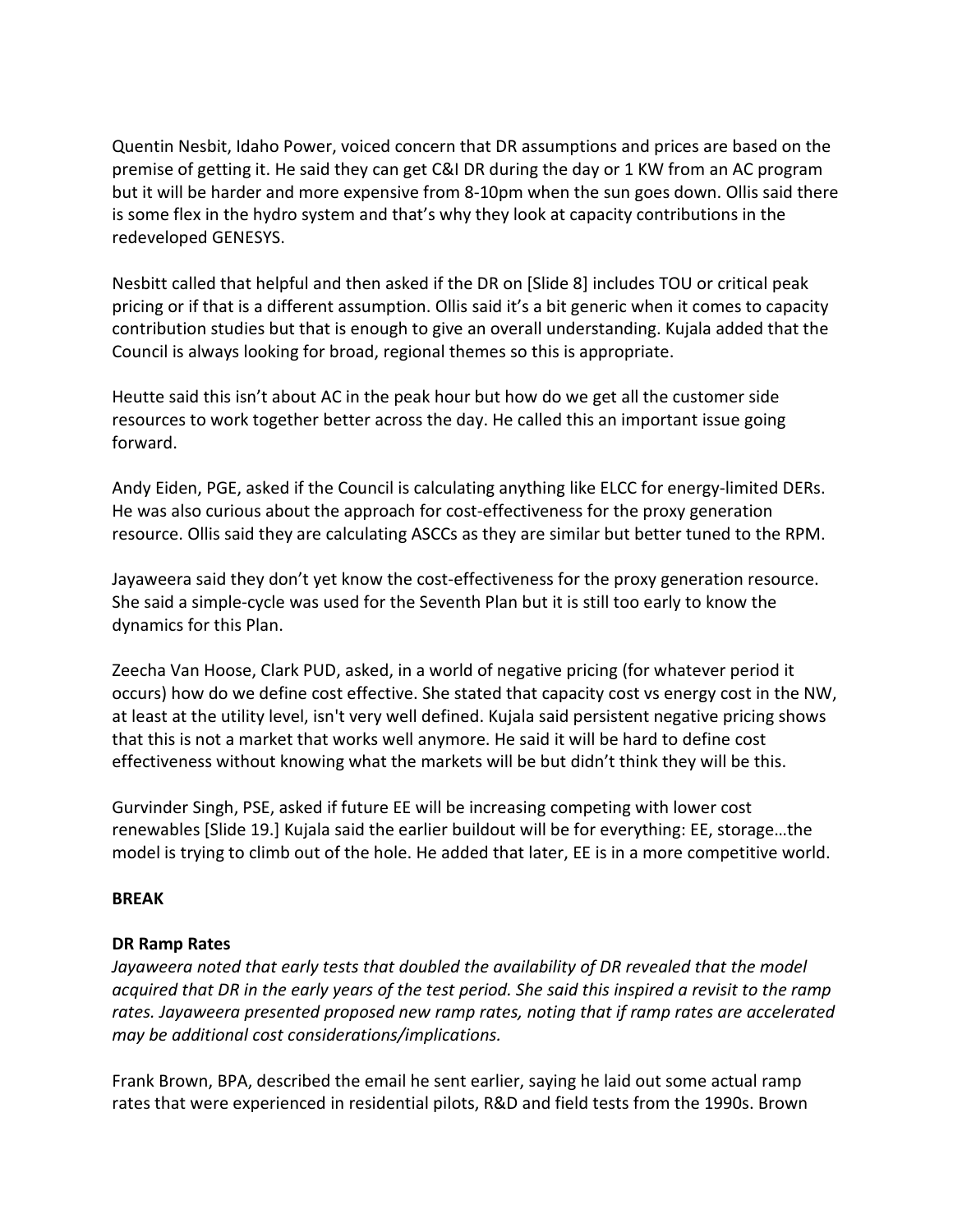Quentin Nesbit, Idaho Power, voiced concern that DR assumptions and prices are based on the premise of getting it. He said they can get C&I DR during the day or 1 KW from an AC program but it will be harder and more expensive from 8-10pm when the sun goes down. Ollis said there is some flex in the hydro system and that's why they look at capacity contributions in the redeveloped GENESYS.

Nesbitt called that helpful and then asked if the DR on [Slide 8] includes TOU or critical peak pricing or if that is a different assumption. Ollis said it's a bit generic when it comes to capacity contribution studies but that is enough to give an overall understanding. Kujala added that the Council is always looking for broad, regional themes so this is appropriate.

Heutte said this isn't about AC in the peak hour but how do we get all the customer side resources to work together better across the day. He called this an important issue going forward.

Andy Eiden, PGE, asked if the Council is calculating anything like ELCC for energy-limited DERs. He was also curious about the approach for cost-effectiveness for the proxy generation resource. Ollis said they are calculating ASCCs as they are similar but better tuned to the RPM.

Jayaweera said they don't yet know the cost-effectiveness for the proxy generation resource. She said a simple-cycle was used for the Seventh Plan but it is still too early to know the dynamics for this Plan.

Zeecha Van Hoose, Clark PUD, asked, in a world of negative pricing (for whatever period it occurs) how do we define cost effective. She stated that capacity cost vs energy cost in the NW, at least at the utility level, isn't very well defined. Kujala said persistent negative pricing shows that this is not a market that works well anymore. He said it will be hard to define cost effectiveness without knowing what the markets will be but didn't think they will be this.

Gurvinder Singh, PSE, asked if future EE will be increasing competing with lower cost renewables [Slide 19.] Kujala said the earlier buildout will be for everything: EE, storage…the model is trying to climb out of the hole. He added that later, EE is in a more competitive world.

**BREAK**

**DR Ramp Rates**

*Jayaweera noted that early tests that doubled the availability of DR revealed that the model acquired that DR in the early years of the test period. She said this inspired a revisit to the ramp rates. Jayaweera presented proposed new ramp rates, noting that if ramp rates are accelerated may be additional cost considerations/implications.*

Frank Brown, BPA, described the email he sent earlier, saying he laid out some actual ramp rates that were experienced in residential pilots, R&D and field tests from the 1990s. Brown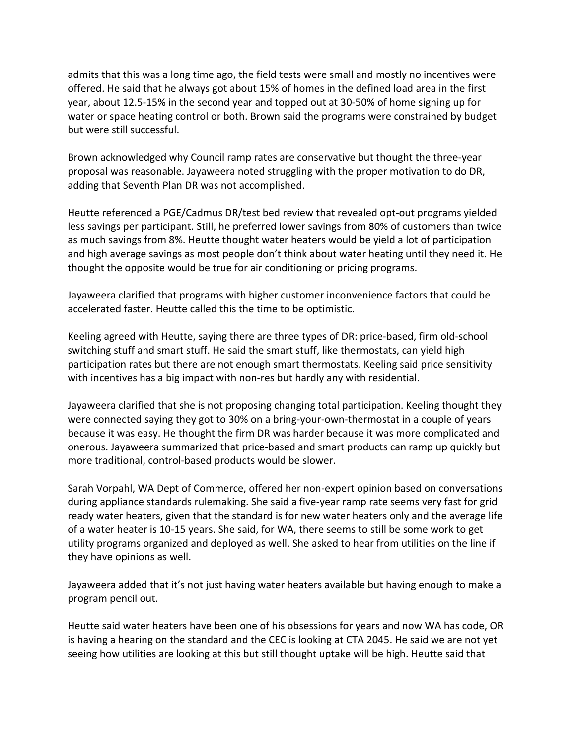admits that this was a long time ago, the field tests were small and mostly no incentives were offered. He said that he always got about 15% of homes in the defined load area in the first year, about 12.5-15% in the second year and topped out at 30-50% of home signing up for water or space heating control or both. Brown said the programs were constrained by budget but were still successful.

Brown acknowledged why Council ramp rates are conservative but thought the three-year proposal was reasonable. Jayaweera noted struggling with the proper motivation to do DR, adding that Seventh Plan DR was not accomplished.

Heutte referenced a PGE/Cadmus DR/test bed review that revealed opt-out programs yielded less savings per participant. Still, he preferred lower savings from 80% of customers than twice as much savings from 8%. Heutte thought water heaters would be yield a lot of participation and high average savings as most people don't think about water heating until they need it. He thought the opposite would be true for air conditioning or pricing programs.

Jayaweera clarified that programs with higher customer inconvenience factors that could be accelerated faster. Heutte called this the time to be optimistic.

Keeling agreed with Heutte, saying there are three types of DR: price-based, firm old-school switching stuff and smart stuff. He said the smart stuff, like thermostats, can yield high participation rates but there are not enough smart thermostats. Keeling said price sensitivity with incentives has a big impact with non-res but hardly any with residential.

Jayaweera clarified that she is not proposing changing total participation. Keeling thought they were connected saying they got to 30% on a bring-your-own-thermostat in a couple of years because it was easy. He thought the firm DR was harder because it was more complicated and onerous. Jayaweera summarized that price-based and smart products can ramp up quickly but more traditional, control-based products would be slower.

Sarah Vorpahl, WA Dept of Commerce, offered her non-expert opinion based on conversations during appliance standards rulemaking. She said a five-year ramp rate seems very fast for grid ready water heaters, given that the standard is for new water heaters only and the average life of a water heater is 10-15 years. She said, for WA, there seems to still be some work to get utility programs organized and deployed as well. She asked to hear from utilities on the line if they have opinions as well.

Jayaweera added that it's not just having water heaters available but having enough to make a program pencil out.

Heutte said water heaters have been one of his obsessions for years and now WA has code, OR is having a hearing on the standard and the CEC is looking at CTA 2045. He said we are not yet seeing how utilities are looking at this but still thought uptake will be high. Heutte said that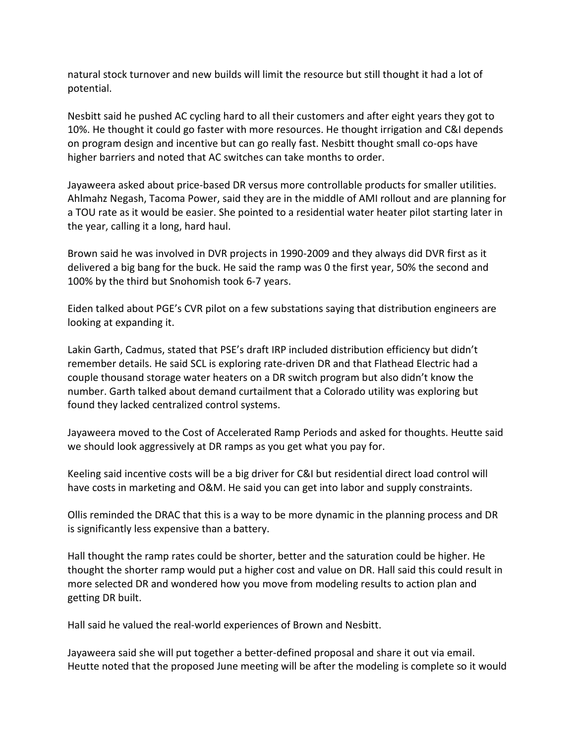natural stock turnover and new builds will limit the resource but still thought it had a lot of potential.

Nesbitt said he pushed AC cycling hard to all their customers and after eight years they got to 10%. He thought it could go faster with more resources. He thought irrigation and C&I depends on program design and incentive but can go really fast. Nesbitt thought small co-ops have higher barriers and noted that AC switches can take months to order.

Jayaweera asked about price-based DR versus more controllable products for smaller utilities. Ahlmahz Negash, Tacoma Power, said they are in the middle of AMI rollout and are planning for a TOU rate as it would be easier. She pointed to a residential water heater pilot starting later in the year, calling it a long, hard haul.

Brown said he was involved in DVR projects in 1990-2009 and they always did DVR first as it delivered a big bang for the buck. He said the ramp was 0 the first year, 50% the second and 100% by the third but Snohomish took 6-7 years.

Eiden talked about PGE's CVR pilot on a few substations saying that distribution engineers are looking at expanding it.

Lakin Garth, Cadmus, stated that PSE's draft IRP included distribution efficiency but didn't remember details. He said SCL is exploring rate-driven DR and that Flathead Electric had a couple thousand storage water heaters on a DR switch program but also didn't know the number. Garth talked about demand curtailment that a Colorado utility was exploring but found they lacked centralized control systems.

Jayaweera moved to the Cost of Accelerated Ramp Periods and asked for thoughts. Heutte said we should look aggressively at DR ramps as you get what you pay for.

Keeling said incentive costs will be a big driver for C&I but residential direct load control will have costs in marketing and O&M. He said you can get into labor and supply constraints.

Ollis reminded the DRAC that this is a way to be more dynamic in the planning process and DR is significantly less expensive than a battery.

Hall thought the ramp rates could be shorter, better and the saturation could be higher. He thought the shorter ramp would put a higher cost and value on DR. Hall said this could result in more selected DR and wondered how you move from modeling results to action plan and getting DR built.

Hall said he valued the real-world experiences of Brown and Nesbitt.

Jayaweera said she will put together a better-defined proposal and share it out via email. Heutte noted that the proposed June meeting will be after the modeling is complete so it would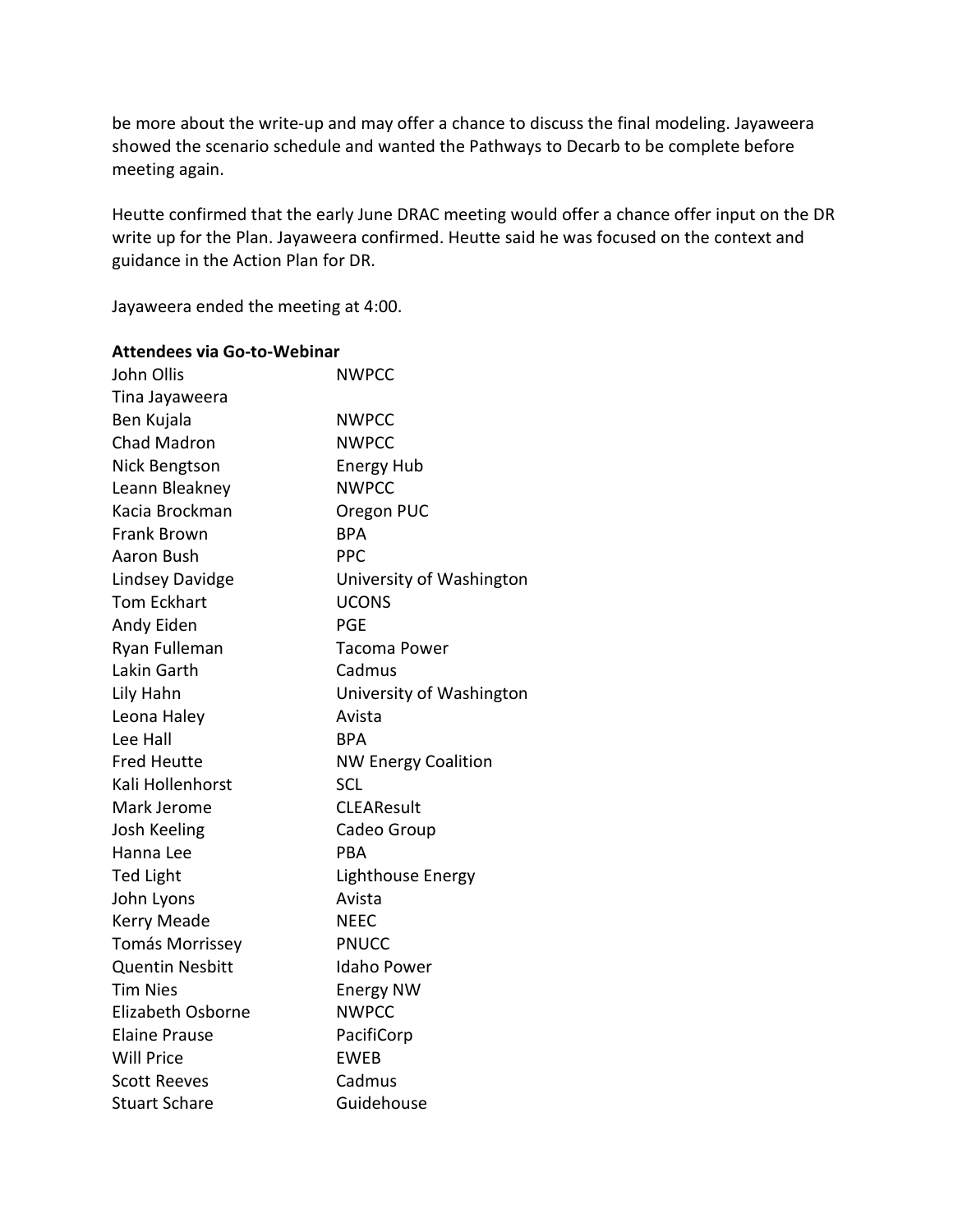be more about the write-up and may offer a chance to discuss the final modeling. Jayaweera showed the scenario schedule and wanted the Pathways to Decarb to be complete before meeting again.

Heutte confirmed that the early June DRAC meeting would offer a chance offer input on the DR write up for the Plan. Jayaweera confirmed. Heutte said he was focused on the context and guidance in the Action Plan for DR.

Jayaweera ended the meeting at 4:00.

**Attendees via Go-to-Webinar**

| | |
|---|---|
| John Ollis | NWPCC |
| Tina Jayaweera | |
| Ben Kujala | NWPCC |
| Chad Madron | NWPCC |
| Nick Bengtson | Energy Hub |
| Leann Bleakney | NWPCC |
| Kacia Brockman | Oregon PUC |
| Frank Brown | BPA |
| Aaron Bush | PPC |
| Lindsey Davidge | University of Washington |
| Tom Eckhart | UCONS |
| Andy Eiden | PGE |
| Ryan Fulleman | Tacoma Power |
| Lakin Garth | Cadmus |
| Lily Hahn | University of Washington |
| Leona Haley | Avista |
| Lee Hall | BPA |
| Fred Heutte | NW Energy Coalition |
| Kali Hollenhorst | SCL |
| Mark Jerome | CLEAResult |
| Josh Keeling | Cadeo Group |
| Hanna Lee | PBA |
| Ted Light | Lighthouse Energy |
| John Lyons | Avista |
| Kerry Meade | NEEC |
| Tomás Morrissey | PNUCC |
| Quentin Nesbitt | Idaho Power |
| Tim Nies | Energy NW |
| Elizabeth Osborne | NWPCC |
| Elaine Prause | PacifiCorp |
| Will Price | EWEB |
| Scott Reeves | Cadmus |
| Stuart Schare | Guidehouse |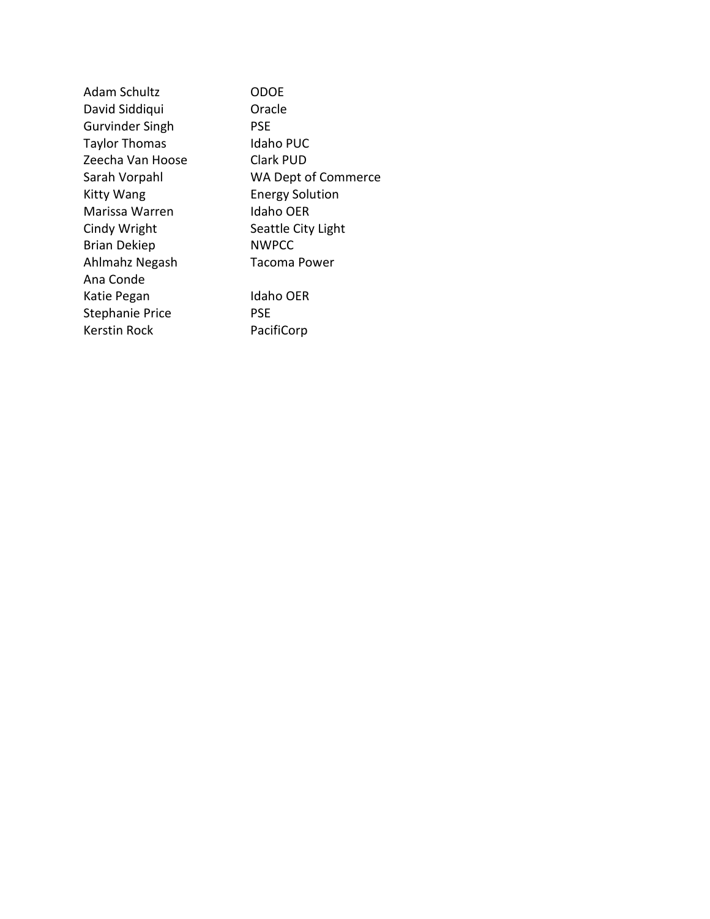| | |
|---|---|
| Adam Schultz | ODOE |
| David Siddiqui | Oracle |
| Gurvinder Singh | PSE |
| Taylor Thomas | Idaho PUC |
| Zeecha Van Hoose | Clark PUD |
| Sarah Vorpahl | WA Dept of Commerce |
| Kitty Wang | Energy Solution |
| Marissa Warren | Idaho OER |
| Cindy Wright | Seattle City Light |
| Brian Dekiep | NWPCC |
| Ahlmahz Negash | Tacoma Power |
| Ana Conde | |
| Katie Pegan | Idaho OER |
| Stephanie Price | PSE |
| Kerstin Rock | PacifiCorp |